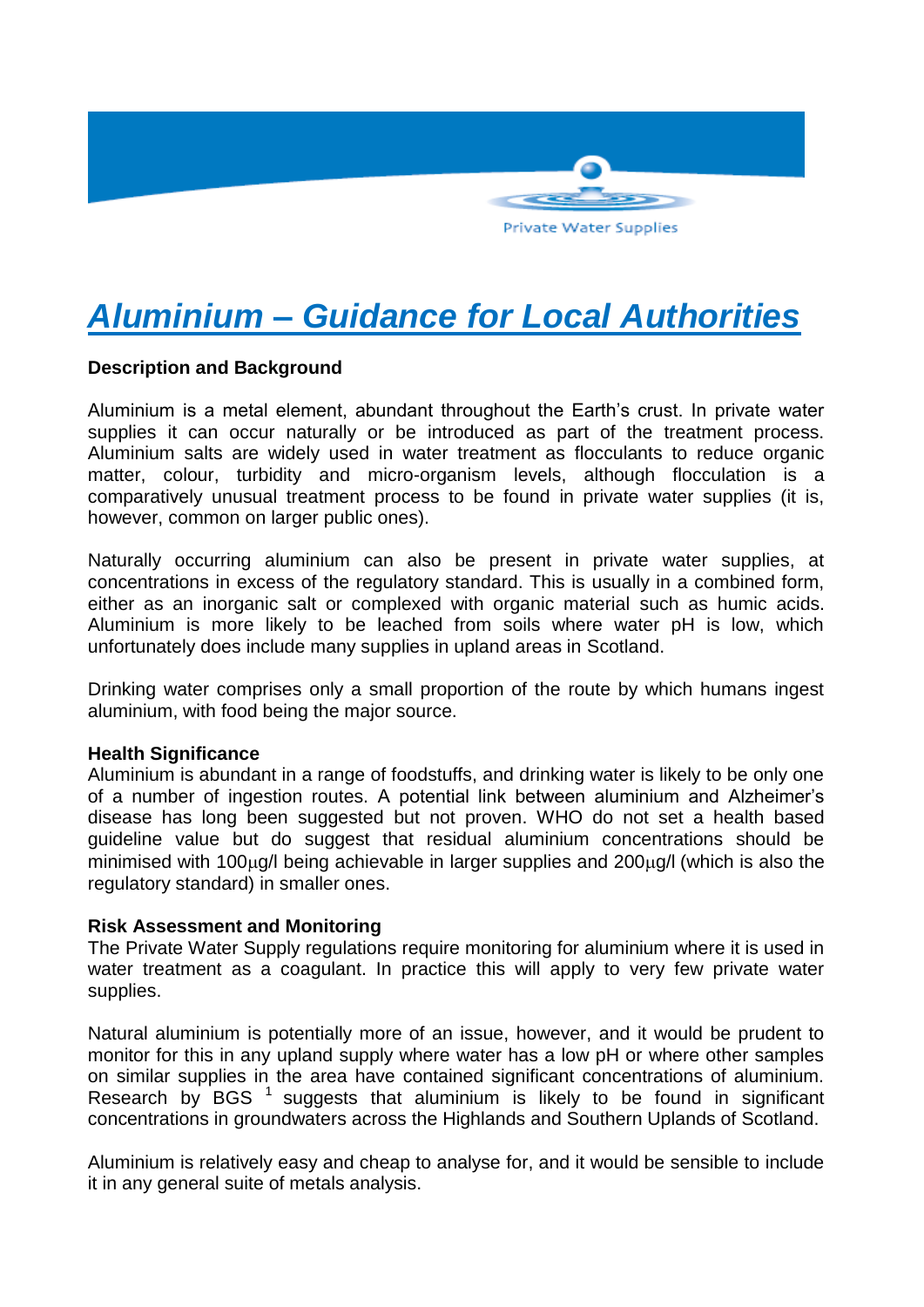Private Water Supplies

# *Aluminium – Guidance for Local Authorities*

**Description and Background**

Aluminium is a metal element, abundant throughout the Earth's crust. In private water supplies it can occur naturally or be introduced as part of the treatment process. Aluminium salts are widely used in water treatment as flocculants to reduce organic matter, colour, turbidity and micro-organism levels, although flocculation is a comparatively unusual treatment process to be found in private water supplies (it is, however, common on larger public ones).

Naturally occurring aluminium can also be present in private water supplies, at concentrations in excess of the regulatory standard. This is usually in a combined form, either as an inorganic salt or complexed with organic material such as humic acids. Aluminium is more likely to be leached from soils where water pH is low, which unfortunately does include many supplies in upland areas in Scotland.

Drinking water comprises only a small proportion of the route by which humans ingest aluminium, with food being the major source.

**Health Significance**

Aluminium is abundant in a range of foodstuffs, and drinking water is likely to be only one of a number of ingestion routes. A potential link between aluminium and Alzheimer's disease has long been suggested but not proven. WHO do not set a health based guideline value but do suggest that residual aluminium concentrations should be minimised with 100μg/l being achievable in larger supplies and 200μg/l (which is also the regulatory standard) in smaller ones.

**Risk Assessment and Monitoring**

The Private Water Supply regulations require monitoring for aluminium where it is used in water treatment as a coagulant. In practice this will apply to very few private water supplies.

Natural aluminium is potentially more of an issue, however, and it would be prudent to monitor for this in any upland supply where water has a low pH or where other samples on similar supplies in the area have contained significant concentrations of aluminium. Research by BGS [1] suggests that aluminium is likely to be found in significant concentrations in groundwaters across the Highlands and Southern Uplands of Scotland.

Aluminium is relatively easy and cheap to analyse for, and it would be sensible to include it in any general suite of metals analysis.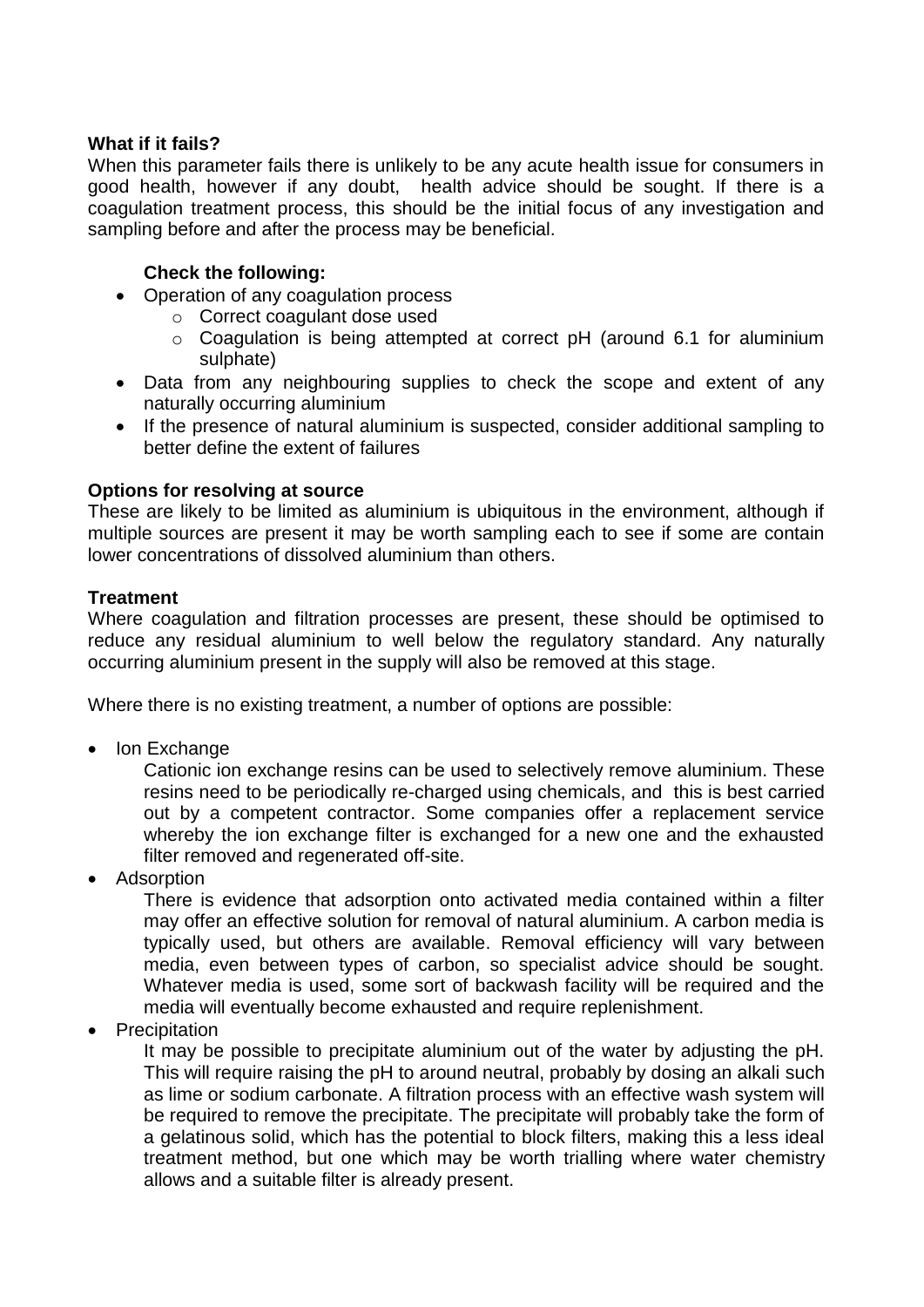**What if it fails?**

When this parameter fails there is unlikely to be any acute health issue for consumers in good health, however if any doubt, health advice should be sought. If there is a coagulation treatment process, this should be the initial focus of any investigation and sampling before and after the process may be beneficial.

**Check the following:**

- Operation of any coagulation process
  - Correct coagulant dose used
  - Coagulation is being attempted at correct pH (around 6.1 for aluminium sulphate)
- Data from any neighbouring supplies to check the scope and extent of any naturally occurring aluminium
- If the presence of natural aluminium is suspected, consider additional sampling to better define the extent of failures

**Options for resolving at source**

These are likely to be limited as aluminium is ubiquitous in the environment, although if multiple sources are present it may be worth sampling each to see if some are contain lower concentrations of dissolved aluminium than others.

**Treatment**

Where coagulation and filtration processes are present, these should be optimised to reduce any residual aluminium to well below the regulatory standard. Any naturally occurring aluminium present in the supply will also be removed at this stage.

Where there is no existing treatment, a number of options are possible:

- Ion Exchange

  Cationic ion exchange resins can be used to selectively remove aluminium. These resins need to be periodically re-charged using chemicals, and this is best carried out by a competent contractor. Some companies offer a replacement service whereby the ion exchange filter is exchanged for a new one and the exhausted filter removed and regenerated off-site.

- Adsorption

  There is evidence that adsorption onto activated media contained within a filter may offer an effective solution for removal of natural aluminium. A carbon media is typically used, but others are available. Removal efficiency will vary between media, even between types of carbon, so specialist advice should be sought. Whatever media is used, some sort of backwash facility will be required and the media will eventually become exhausted and require replenishment.

- Precipitation

  It may be possible to precipitate aluminium out of the water by adjusting the pH. This will require raising the pH to around neutral, probably by dosing an alkali such as lime or sodium carbonate. A filtration process with an effective wash system will be required to remove the precipitate. The precipitate will probably take the form of a gelatinous solid, which has the potential to block filters, making this a less ideal treatment method, but one which may be worth trialling where water chemistry allows and a suitable filter is already present.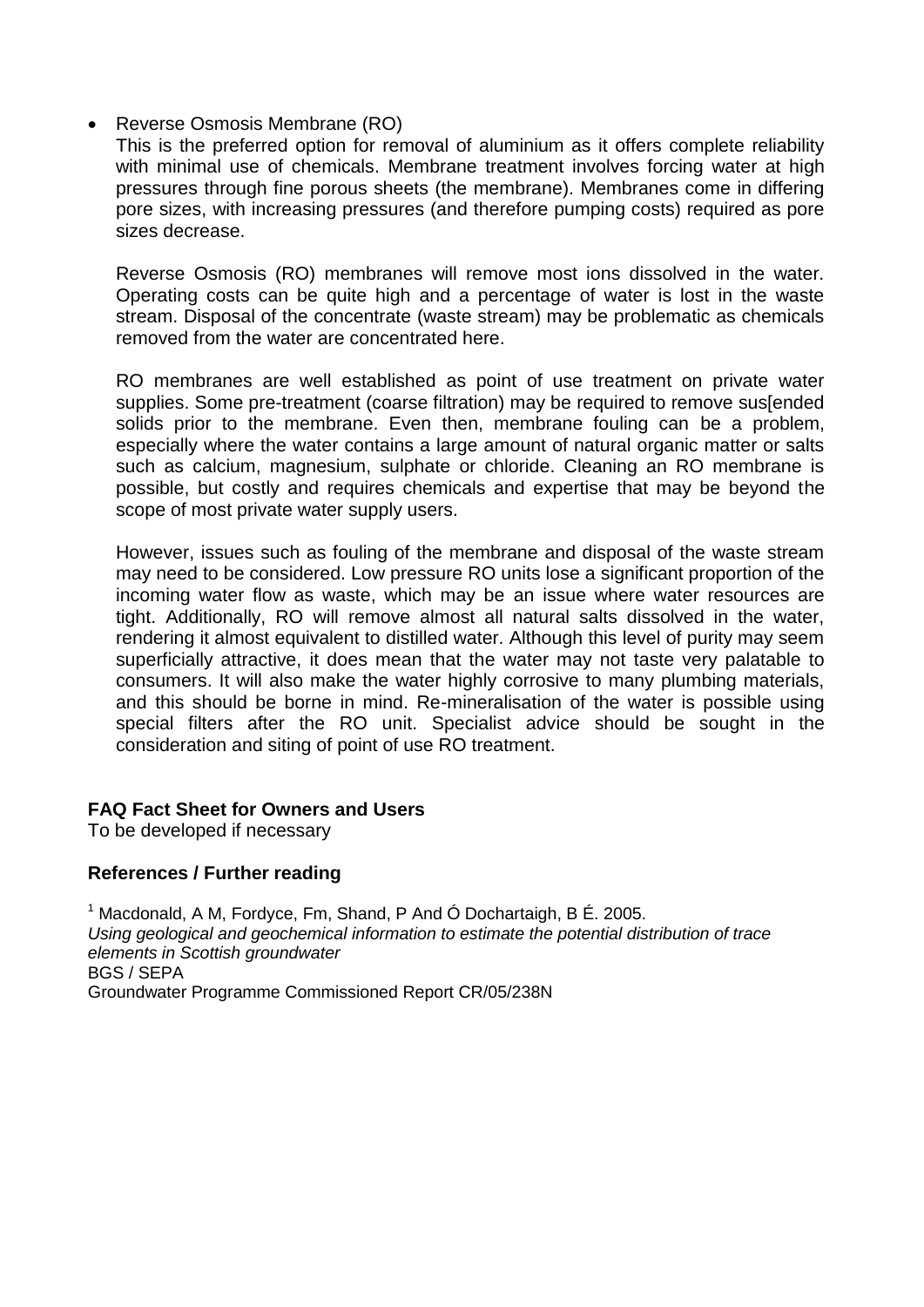- Reverse Osmosis Membrane (RO)

  This is the preferred option for removal of aluminium as it offers complete reliability with minimal use of chemicals. Membrane treatment involves forcing water at high pressures through fine porous sheets (the membrane). Membranes come in differing pore sizes, with increasing pressures (and therefore pumping costs) required as pore sizes decrease.

  Reverse Osmosis (RO) membranes will remove most ions dissolved in the water. Operating costs can be quite high and a percentage of water is lost in the waste stream. Disposal of the concentrate (waste stream) may be problematic as chemicals removed from the water are concentrated here.

  RO membranes are well established as point of use treatment on private water supplies. Some pre-treatment (coarse filtration) may be required to remove sus[ended solids prior to the membrane. Even then, membrane fouling can be a problem, especially where the water contains a large amount of natural organic matter or salts such as calcium, magnesium, sulphate or chloride. Cleaning an RO membrane is possible, but costly and requires chemicals and expertise that may be beyond the scope of most private water supply users.

  However, issues such as fouling of the membrane and disposal of the waste stream may need to be considered. Low pressure RO units lose a significant proportion of the incoming water flow as waste, which may be an issue where water resources are tight. Additionally, RO will remove almost all natural salts dissolved in the water, rendering it almost equivalent to distilled water. Although this level of purity may seem superficially attractive, it does mean that the water may not taste very palatable to consumers. It will also make the water highly corrosive to many plumbing materials, and this should be borne in mind. Re-mineralisation of the water is possible using special filters after the RO unit. Specialist advice should be sought in the consideration and siting of point of use RO treatment.

**FAQ Fact Sheet for Owners and Users**

To be developed if necessary

**References / Further reading**

[1] Macdonald, A M, Fordyce, Fm, Shand, P And Ó Dochartaigh, B É. 2005.
*Using geological and geochemical information to estimate the potential distribution of trace elements in Scottish groundwater*
BGS / SEPA
Groundwater Programme Commissioned Report CR/05/238N